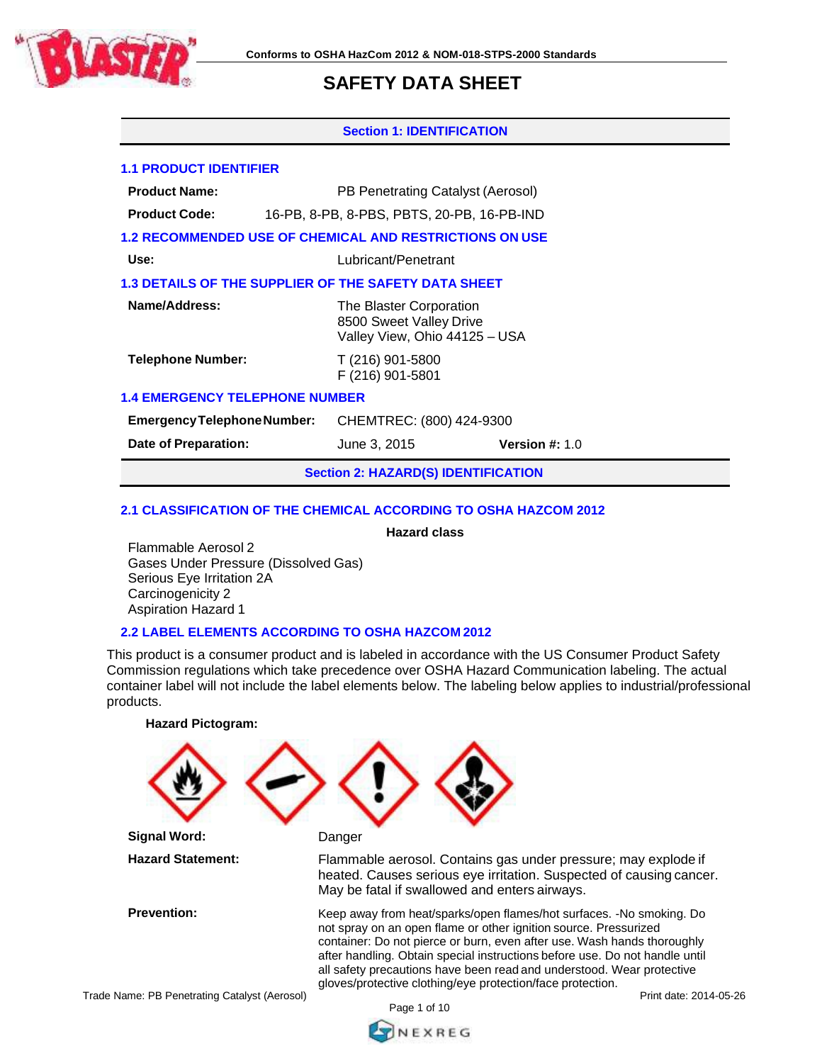Conforms to OSHA HazCom 2012 & NOM-018-STPS-2000 Standards

# SAFETY DATA SHEET

## Section 1: IDENTIFICATION

### 1.1 PRODUCT IDENTIFIER

**Product Name:** PB Penetrating Catalyst (Aerosol)

**Product Code:** 16-PB, 8-PB, 8-PBS, PBTS, 20-PB, 16-PB-IND

### 1.2 RECOMMENDED USE OF CHEMICAL AND RESTRICTIONS ON USE

**Use:** Lubricant/Penetrant

### 1.3 DETAILS OF THE SUPPLIER OF THE SAFETY DATA SHEET

**Name/Address:**
The Blaster Corporation
8500 Sweet Valley Drive
Valley View, Ohio 44125 – USA

**Telephone Number:**
T (216) 901-5800
F (216) 901-5801

### 1.4 EMERGENCY TELEPHONE NUMBER

**Emergency Telephone Number:** CHEMTREC: (800) 424-9300

**Date of Preparation:** June 3, 2015 **Version #:** 1.0

## Section 2: HAZARD(S) IDENTIFICATION

### 2.1 CLASSIFICATION OF THE CHEMICAL ACCORDING TO OSHA HAZCOM 2012

**Hazard class**

Flammable Aerosol 2
Gases Under Pressure (Dissolved Gas)
Serious Eye Irritation 2A
Carcinogenicity 2
Aspiration Hazard 1

### 2.2 LABEL ELEMENTS ACCORDING TO OSHA HAZCOM 2012

This product is a consumer product and is labeled in accordance with the US Consumer Product Safety Commission regulations which take precedence over OSHA Hazard Communication labeling. The actual container label will not include the label elements below. The labeling below applies to industrial/professional products.

**Hazard Pictogram:**

**Signal Word:** Danger

**Hazard Statement:** Flammable aerosol. Contains gas under pressure; may explode if heated. Causes serious eye irritation. Suspected of causing cancer. May be fatal if swallowed and enters airways.

**Prevention:** Keep away from heat/sparks/open flames/hot surfaces. -No smoking. Do not spray on an open flame or other ignition source. Pressurized container: Do not pierce or burn, even after use. Wash hands thoroughly after handling. Obtain special instructions before use. Do not handle until all safety precautions have been read and understood. Wear protective gloves/protective clothing/eye protection/face protection.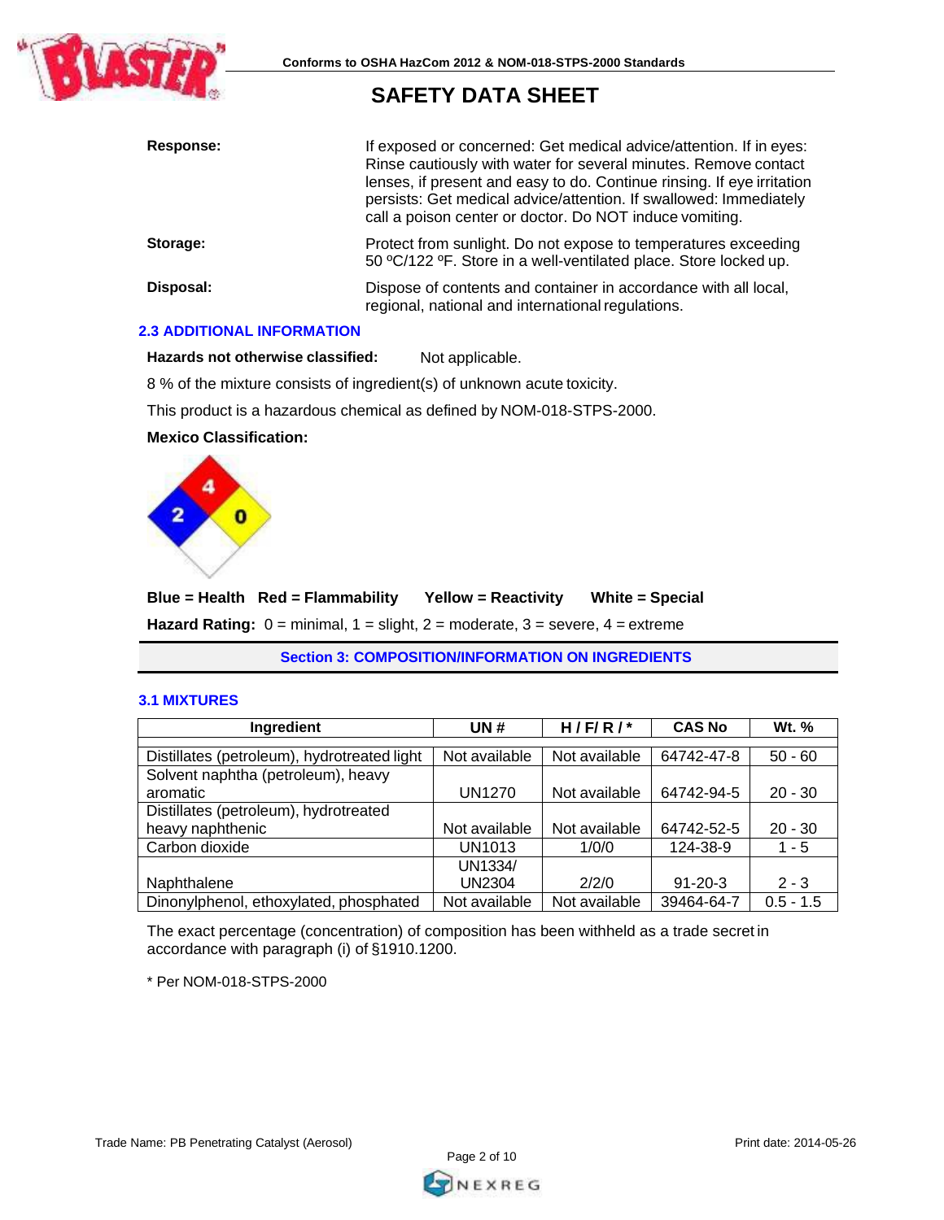| | |
|---|---|
| **Response:** | If exposed or concerned: Get medical advice/attention. If in eyes: Rinse cautiously with water for several minutes. Remove contact lenses, if present and easy to do. Continue rinsing. If eye irritation persists: Get medical advice/attention. If swallowed: Immediately call a poison center or doctor. Do NOT induce vomiting. |
| **Storage:** | Protect from sunlight. Do not expose to temperatures exceeding 50 ºC/122 ºF. Store in a well-ventilated place. Store locked up. |
| **Disposal:** | Dispose of contents and container in accordance with all local, regional, national and international regulations. |

### 2.3 ADDITIONAL INFORMATION

**Hazards not otherwise classified:** Not applicable.

8 % of the mixture consists of ingredient(s) of unknown acute toxicity.

This product is a hazardous chemical as defined by NOM-018-STPS-2000.

**Mexico Classification:**

Health: 2, Flammability: 4, Reactivity: 0

**Blue = Health Red = Flammability Yellow = Reactivity White = Special**

**Hazard Rating:** 0 = minimal, 1 = slight, 2 = moderate, 3 = severe, 4 = extreme

## Section 3: COMPOSITION/INFORMATION ON INGREDIENTS

### 3.1 MIXTURES

| Ingredient | UN # | H / F/ R / * | CAS No | Wt. % |
|---|---|---|---|---|
| Distillates (petroleum), hydrotreated light | Not available | Not available | 64742-47-8 | 50 - 60 |
| Solvent naphtha (petroleum), heavy aromatic | UN1270 | Not available | 64742-94-5 | 20 - 30 |
| Distillates (petroleum), hydrotreated heavy naphthenic | Not available | Not available | 64742-52-5 | 20 - 30 |
| Carbon dioxide | UN1013 | 1/0/0 | 124-38-9 | 1 - 5 |
| Naphthalene | UN1334/ UN2304 | 2/2/0 | 91-20-3 | 2 - 3 |
| Dinonylphenol, ethoxylated, phosphated | Not available | Not available | 39464-64-7 | 0.5 - 1.5 |

The exact percentage (concentration) of composition has been withheld as a trade secret in accordance with paragraph (i) of §1910.1200.

* Per NOM-018-STPS-2000

Trade Name: PB Penetrating Catalyst (Aerosol) Print date: 2014-05-26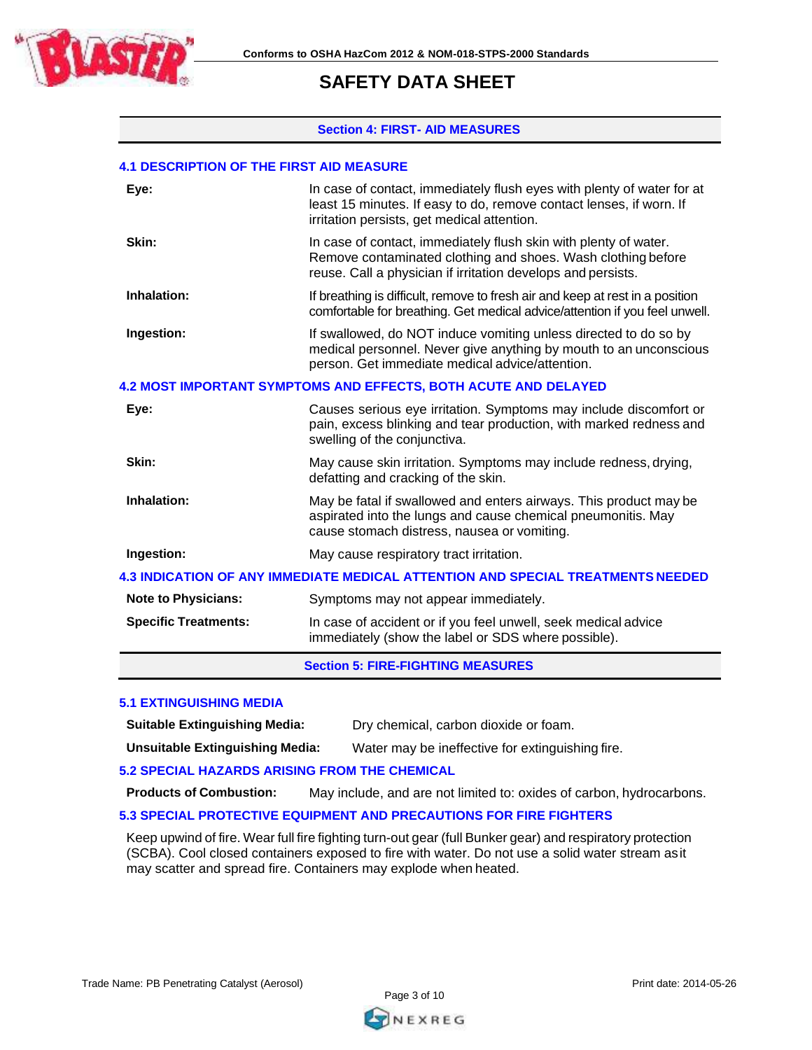## Section 4: FIRST- AID MEASURES

### 4.1 DESCRIPTION OF THE FIRST AID MEASURE

| | |
|---|---|
| **Eye:** | In case of contact, immediately flush eyes with plenty of water for at least 15 minutes. If easy to do, remove contact lenses, if worn. If irritation persists, get medical attention. |
| **Skin:** | In case of contact, immediately flush skin with plenty of water. Remove contaminated clothing and shoes. Wash clothing before reuse. Call a physician if irritation develops and persists. |
| **Inhalation:** | If breathing is difficult, remove to fresh air and keep at rest in a position comfortable for breathing. Get medical advice/attention if you feel unwell. |
| **Ingestion:** | If swallowed, do NOT induce vomiting unless directed to do so by medical personnel. Never give anything by mouth to an unconscious person. Get immediate medical advice/attention. |

### 4.2 MOST IMPORTANT SYMPTOMS AND EFFECTS, BOTH ACUTE AND DELAYED

| | |
|---|---|
| **Eye:** | Causes serious eye irritation. Symptoms may include discomfort or pain, excess blinking and tear production, with marked redness and swelling of the conjunctiva. |
| **Skin:** | May cause skin irritation. Symptoms may include redness, drying, defatting and cracking of the skin. |
| **Inhalation:** | May be fatal if swallowed and enters airways. This product may be aspirated into the lungs and cause chemical pneumonitis. May cause stomach distress, nausea or vomiting. |
| **Ingestion:** | May cause respiratory tract irritation. |

### 4.3 INDICATION OF ANY IMMEDIATE MEDICAL ATTENTION AND SPECIAL TREATMENTS NEEDED

| | |
|---|---|
| **Note to Physicians:** | Symptoms may not appear immediately. |
| **Specific Treatments:** | In case of accident or if you feel unwell, seek medical advice immediately (show the label or SDS where possible). |

## Section 5: FIRE-FIGHTING MEASURES

### 5.1 EXTINGUISHING MEDIA

**Suitable Extinguishing Media:** Dry chemical, carbon dioxide or foam.

**Unsuitable Extinguishing Media:** Water may be ineffective for extinguishing fire.

### 5.2 SPECIAL HAZARDS ARISING FROM THE CHEMICAL

**Products of Combustion:** May include, and are not limited to: oxides of carbon, hydrocarbons.

### 5.3 SPECIAL PROTECTIVE EQUIPMENT AND PRECAUTIONS FOR FIRE FIGHTERS

Keep upwind of fire. Wear full fire fighting turn-out gear (full Bunker gear) and respiratory protection (SCBA). Cool closed containers exposed to fire with water. Do not use a solid water stream as it may scatter and spread fire. Containers may explode when heated.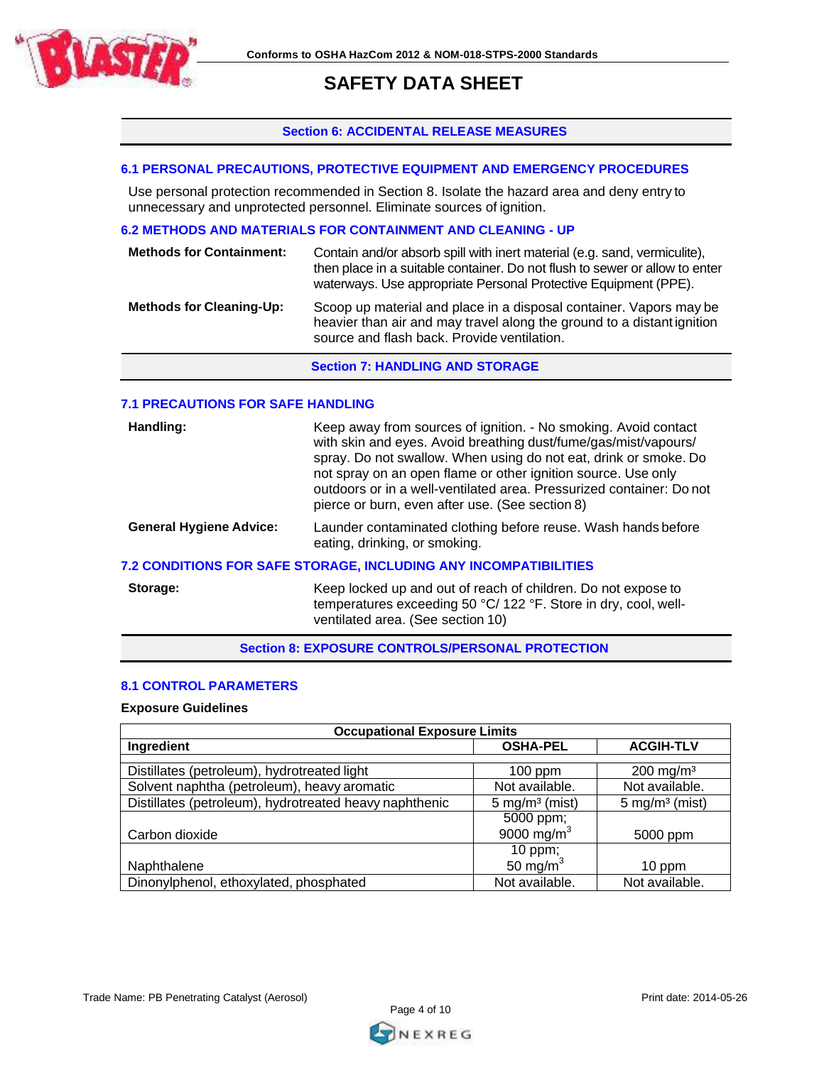## Section 6: ACCIDENTAL RELEASE MEASURES

### 6.1 PERSONAL PRECAUTIONS, PROTECTIVE EQUIPMENT AND EMERGENCY PROCEDURES

Use personal protection recommended in Section 8. Isolate the hazard area and deny entry to unnecessary and unprotected personnel. Eliminate sources of ignition.

### 6.2 METHODS AND MATERIALS FOR CONTAINMENT AND CLEANING - UP

**Methods for Containment:** Contain and/or absorb spill with inert material (e.g. sand, vermiculite), then place in a suitable container. Do not flush to sewer or allow to enter waterways. Use appropriate Personal Protective Equipment (PPE).

**Methods for Cleaning-Up:** Scoop up material and place in a disposal container. Vapors may be heavier than air and may travel along the ground to a distant ignition source and flash back. Provide ventilation.

## Section 7: HANDLING AND STORAGE

### 7.1 PRECAUTIONS FOR SAFE HANDLING

**Handling:** Keep away from sources of ignition. - No smoking. Avoid contact with skin and eyes. Avoid breathing dust/fume/gas/mist/vapours/ spray. Do not swallow. When using do not eat, drink or smoke. Do not spray on an open flame or other ignition source. Use only outdoors or in a well-ventilated area. Pressurized container: Do not pierce or burn, even after use. (See section 8)

**General Hygiene Advice:** Launder contaminated clothing before reuse. Wash hands before eating, drinking, or smoking.

### 7.2 CONDITIONS FOR SAFE STORAGE, INCLUDING ANY INCOMPATIBILITIES

**Storage:** Keep locked up and out of reach of children. Do not expose to temperatures exceeding 50 °C/ 122 °F. Store in dry, cool, well-ventilated area. (See section 10)

## Section 8: EXPOSURE CONTROLS/PERSONAL PROTECTION

### 8.1 CONTROL PARAMETERS

**Exposure Guidelines**

| Occupational Exposure Limits | | |
|---|---|---|
| **Ingredient** | **OSHA-PEL** | **ACGIH-TLV** |
| Distillates (petroleum), hydrotreated light | 100 ppm | 200 mg/m³ |
| Solvent naphtha (petroleum), heavy aromatic | Not available. | Not available. |
| Distillates (petroleum), hydrotreated heavy naphthenic | 5 mg/m³ (mist) | 5 mg/m³ (mist) |
| Carbon dioxide | 5000 ppm; 9000 mg/m³ | 5000 ppm |
| Naphthalene | 10 ppm; 50 mg/m³ | 10 ppm |
| Dinonylphenol, ethoxylated, phosphated | Not available. | Not available. |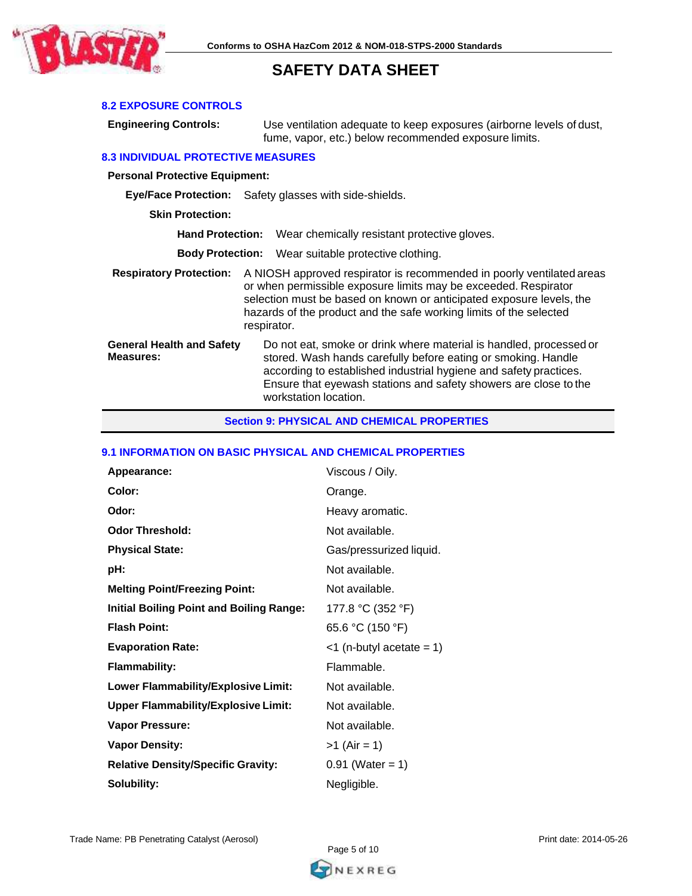### 8.2 EXPOSURE CONTROLS

**Engineering Controls:** Use ventilation adequate to keep exposures (airborne levels of dust, fume, vapor, etc.) below recommended exposure limits.

### 8.3 INDIVIDUAL PROTECTIVE MEASURES

**Personal Protective Equipment:**

**Eye/Face Protection:** Safety glasses with side-shields.

**Skin Protection:**

**Hand Protection:** Wear chemically resistant protective gloves.

**Body Protection:** Wear suitable protective clothing.

**Respiratory Protection:** A NIOSH approved respirator is recommended in poorly ventilated areas or when permissible exposure limits may be exceeded. Respirator selection must be based on known or anticipated exposure levels, the hazards of the product and the safe working limits of the selected respirator.

**General Health and Safety Measures:** Do not eat, smoke or drink where material is handled, processed or stored. Wash hands carefully before eating or smoking. Handle according to established industrial hygiene and safety practices. Ensure that eyewash stations and safety showers are close to the workstation location.

## Section 9: PHYSICAL AND CHEMICAL PROPERTIES

### 9.1 INFORMATION ON BASIC PHYSICAL AND CHEMICAL PROPERTIES

| | |
|---|---|
| **Appearance:** | Viscous / Oily. |
| **Color:** | Orange. |
| **Odor:** | Heavy aromatic. |
| **Odor Threshold:** | Not available. |
| **Physical State:** | Gas/pressurized liquid. |
| **pH:** | Not available. |
| **Melting Point/Freezing Point:** | Not available. |
| **Initial Boiling Point and Boiling Range:** | 177.8 °C (352 °F) |
| **Flash Point:** | 65.6 °C (150 °F) |
| **Evaporation Rate:** | <1 (n-butyl acetate = 1) |
| **Flammability:** | Flammable. |
| **Lower Flammability/Explosive Limit:** | Not available. |
| **Upper Flammability/Explosive Limit:** | Not available. |
| **Vapor Pressure:** | Not available. |
| **Vapor Density:** | >1 (Air = 1) |
| **Relative Density/Specific Gravity:** | 0.91 (Water = 1) |
| **Solubility:** | Negligible. |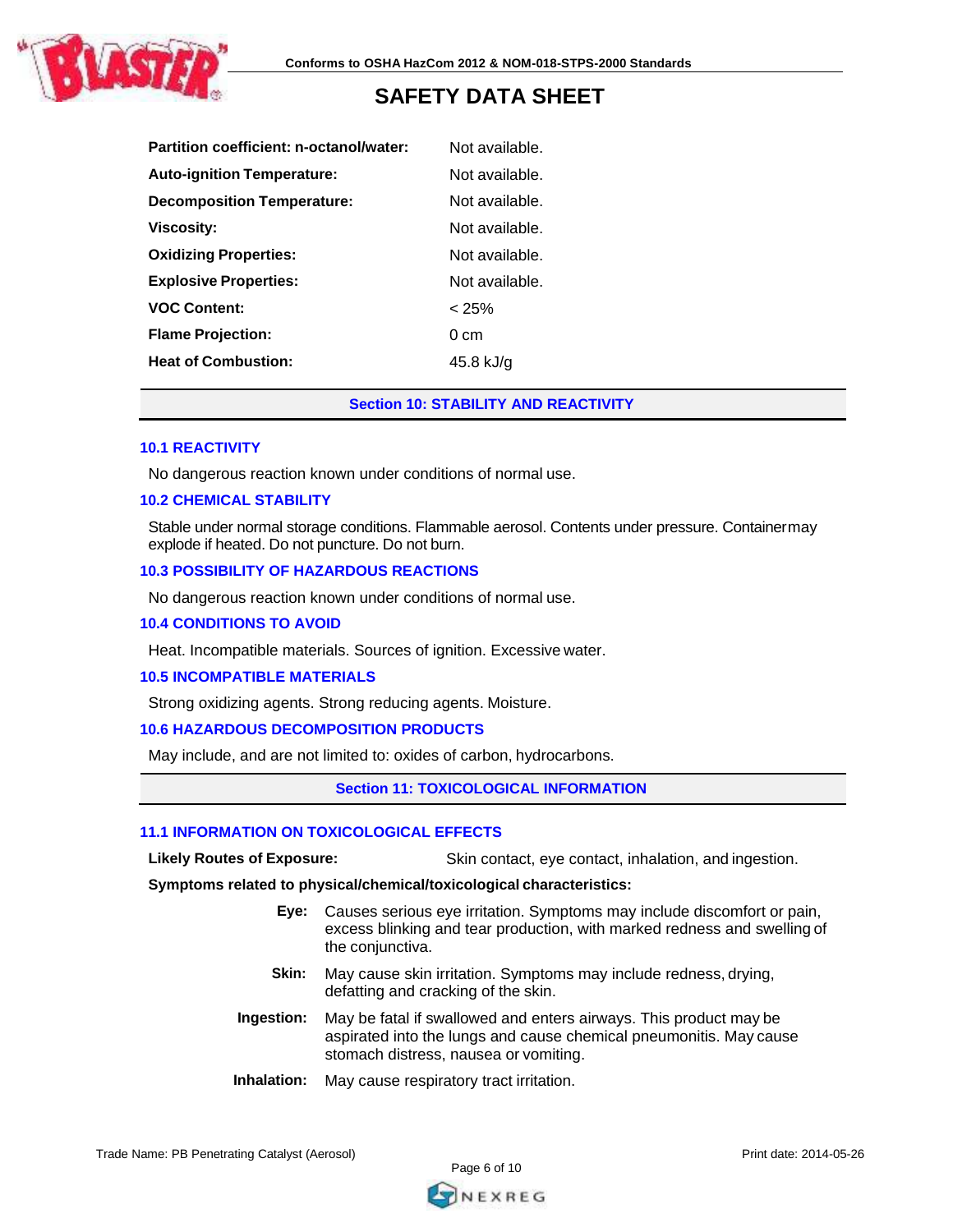| | |
|---|---|
| **Partition coefficient: n-octanol/water:** | Not available. |
| **Auto-ignition Temperature:** | Not available. |
| **Decomposition Temperature:** | Not available. |
| **Viscosity:** | Not available. |
| **Oxidizing Properties:** | Not available. |
| **Explosive Properties:** | Not available. |
| **VOC Content:** | < 25% |
| **Flame Projection:** | 0 cm |
| **Heat of Combustion:** | 45.8 kJ/g |

## Section 10: STABILITY AND REACTIVITY

### 10.1 REACTIVITY

No dangerous reaction known under conditions of normal use.

### 10.2 CHEMICAL STABILITY

Stable under normal storage conditions. Flammable aerosol. Contents under pressure. Container may explode if heated. Do not puncture. Do not burn.

### 10.3 POSSIBILITY OF HAZARDOUS REACTIONS

No dangerous reaction known under conditions of normal use.

### 10.4 CONDITIONS TO AVOID

Heat. Incompatible materials. Sources of ignition. Excessive water.

### 10.5 INCOMPATIBLE MATERIALS

Strong oxidizing agents. Strong reducing agents. Moisture.

### 10.6 HAZARDOUS DECOMPOSITION PRODUCTS

May include, and are not limited to: oxides of carbon, hydrocarbons.

## Section 11: TOXICOLOGICAL INFORMATION

### 11.1 INFORMATION ON TOXICOLOGICAL EFFECTS

**Likely Routes of Exposure:** Skin contact, eye contact, inhalation, and ingestion.

**Symptoms related to physical/chemical/toxicological characteristics:**

**Eye:** Causes serious eye irritation. Symptoms may include discomfort or pain, excess blinking and tear production, with marked redness and swelling of the conjunctiva.

**Skin:** May cause skin irritation. Symptoms may include redness, drying, defatting and cracking of the skin.

**Ingestion:** May be fatal if swallowed and enters airways. This product may be aspirated into the lungs and cause chemical pneumonitis. May cause stomach distress, nausea or vomiting.

**Inhalation:** May cause respiratory tract irritation.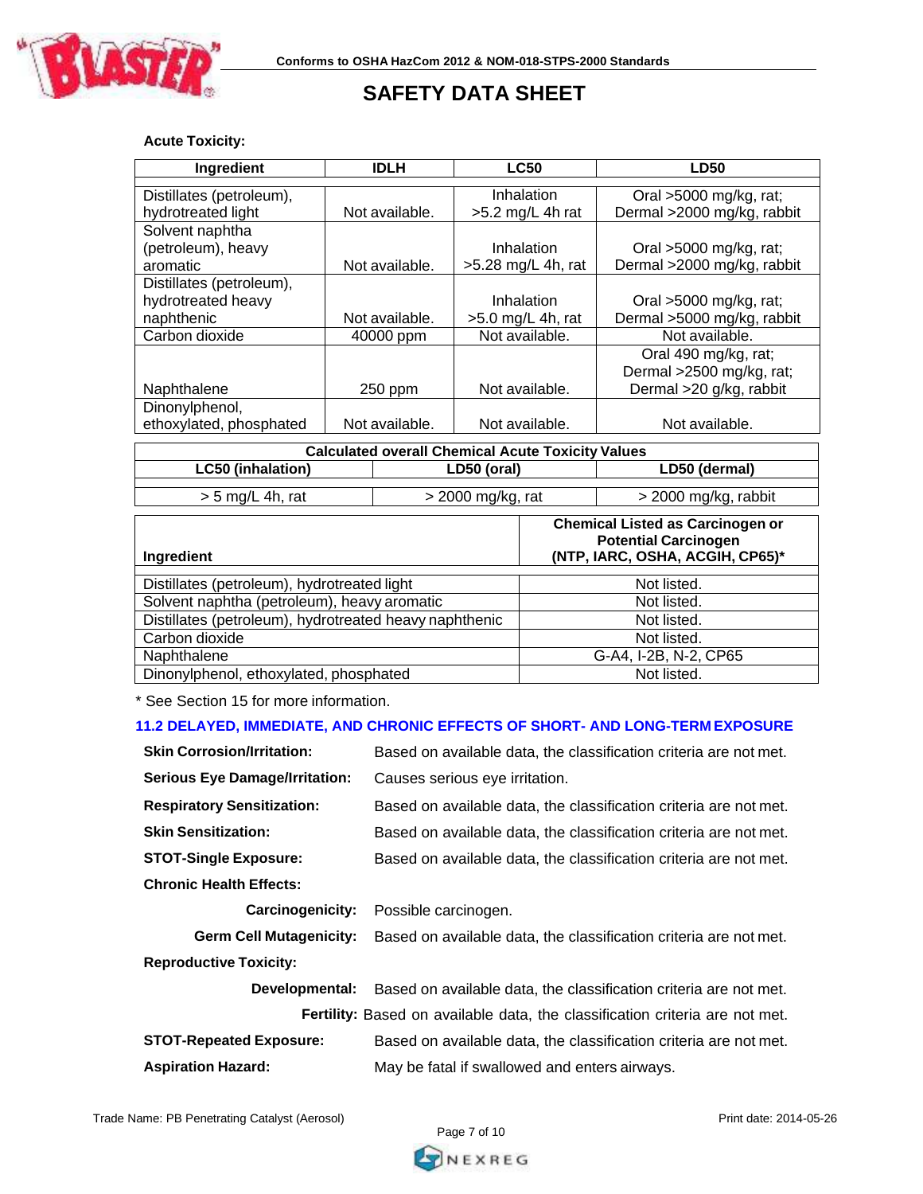**Acute Toxicity:**

| Ingredient | IDLH | LC50 | LD50 |
|---|---|---|---|
| Distillates (petroleum), hydrotreated light | Not available. | Inhalation >5.2 mg/L 4h rat | Oral >5000 mg/kg, rat; Dermal >2000 mg/kg, rabbit |
| Solvent naphtha (petroleum), heavy aromatic | Not available. | Inhalation >5.28 mg/L 4h, rat | Oral >5000 mg/kg, rat; Dermal >2000 mg/kg, rabbit |
| Distillates (petroleum), hydrotreated heavy naphthenic | Not available. | Inhalation >5.0 mg/L 4h, rat | Oral >5000 mg/kg, rat; Dermal >5000 mg/kg, rabbit |
| Carbon dioxide | 40000 ppm | Not available. | Not available. |
| Naphthalene | 250 ppm | Not available. | Oral 490 mg/kg, rat; Dermal >2500 mg/kg, rat; Dermal >20 g/kg, rabbit |
| Dinonylphenol, ethoxylated, phosphated | Not available. | Not available. | Not available. |

| Calculated overall Chemical Acute Toxicity Values | | |
|---|---|---|
| LC50 (inhalation) | LD50 (oral) | LD50 (dermal) |
| > 5 mg/L 4h, rat | > 2000 mg/kg, rat | > 2000 mg/kg, rabbit |

| Ingredient | Chemical Listed as Carcinogen or Potential Carcinogen (NTP, IARC, OSHA, ACGIH, CP65)* |
|---|---|
| Distillates (petroleum), hydrotreated light | Not listed. |
| Solvent naphtha (petroleum), heavy aromatic | Not listed. |
| Distillates (petroleum), hydrotreated heavy naphthenic | Not listed. |
| Carbon dioxide | Not listed. |
| Naphthalene | G-A4, I-2B, N-2, CP65 |
| Dinonylphenol, ethoxylated, phosphated | Not listed. |

* See Section 15 for more information.

### 11.2 DELAYED, IMMEDIATE, AND CHRONIC EFFECTS OF SHORT- AND LONG-TERM EXPOSURE

**Skin Corrosion/Irritation:** Based on available data, the classification criteria are not met.

**Serious Eye Damage/Irritation:** Causes serious eye irritation.

**Respiratory Sensitization:** Based on available data, the classification criteria are not met.

**Skin Sensitization:** Based on available data, the classification criteria are not met.

**STOT-Single Exposure:** Based on available data, the classification criteria are not met.

**Chronic Health Effects:**

- **Carcinogenicity:** Possible carcinogen.
- **Germ Cell Mutagenicity:** Based on available data, the classification criteria are not met.

**Reproductive Toxicity:**

- **Developmental:** Based on available data, the classification criteria are not met.
- **Fertility:** Based on available data, the classification criteria are not met.

**STOT-Repeated Exposure:** Based on available data, the classification criteria are not met.

**Aspiration Hazard:** May be fatal if swallowed and enters airways.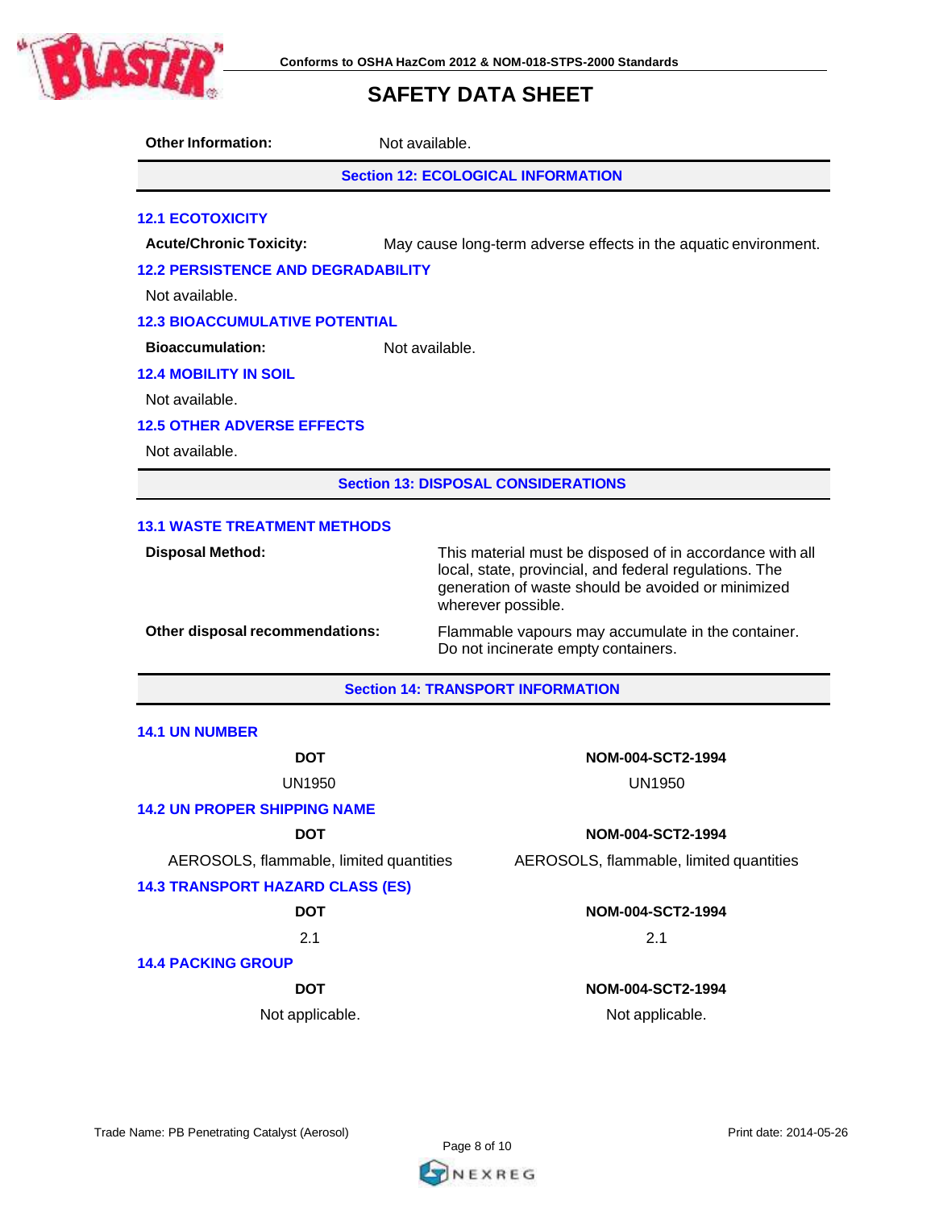**Other Information:** Not available.

## Section 12: ECOLOGICAL INFORMATION

### 12.1 ECOTOXICITY

**Acute/Chronic Toxicity:** May cause long-term adverse effects in the aquatic environment.

### 12.2 PERSISTENCE AND DEGRADABILITY

Not available.

### 12.3 BIOACCUMULATIVE POTENTIAL

**Bioaccumulation:** Not available.

### 12.4 MOBILITY IN SOIL

Not available.

### 12.5 OTHER ADVERSE EFFECTS

Not available.

## Section 13: DISPOSAL CONSIDERATIONS

### 13.1 WASTE TREATMENT METHODS

**Disposal Method:** This material must be disposed of in accordance with all local, state, provincial, and federal regulations. The generation of waste should be avoided or minimized wherever possible.

**Other disposal recommendations:** Flammable vapours may accumulate in the container. Do not incinerate empty containers.

## Section 14: TRANSPORT INFORMATION

### 14.1 UN NUMBER

| DOT | NOM-004-SCT2-1994 |
|---|---|
| UN1950 | UN1950 |

### 14.2 UN PROPER SHIPPING NAME

| DOT | NOM-004-SCT2-1994 |
|---|---|
| AEROSOLS, flammable, limited quantities | AEROSOLS, flammable, limited quantities |

### 14.3 TRANSPORT HAZARD CLASS (ES)

| DOT | NOM-004-SCT2-1994 |
|---|---|
| 2.1 | 2.1 |

### 14.4 PACKING GROUP

| DOT | NOM-004-SCT2-1994 |
|---|---|
| Not applicable. | Not applicable. |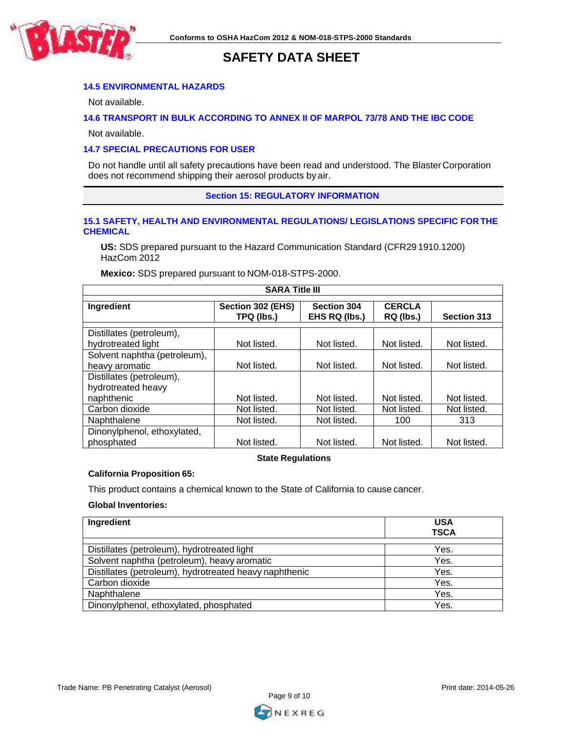### 14.5 ENVIRONMENTAL HAZARDS

Not available.

### 14.6 TRANSPORT IN BULK ACCORDING TO ANNEX II OF MARPOL 73/78 AND THE IBC CODE

Not available.

### 14.7 SPECIAL PRECAUTIONS FOR USER

Do not handle until all safety precautions have been read and understood. The Blaster Corporation does not recommend shipping their aerosol products by air.

## Section 15: REGULATORY INFORMATION

### 15.1 SAFETY, HEALTH AND ENVIRONMENTAL REGULATIONS/ LEGISLATIONS SPECIFIC FOR THE CHEMICAL

**US:** SDS prepared pursuant to the Hazard Communication Standard (CFR29 1910.1200) HazCom 2012

**Mexico:** SDS prepared pursuant to NOM-018-STPS-2000.

| SARA Title III | | | | |
|---|---|---|---|---|
| **Ingredient** | **Section 302 (EHS) TPQ (lbs.)** | **Section 304 EHS RQ (lbs.)** | **CERCLA RQ (lbs.)** | **Section 313** |
| Distillates (petroleum), hydrotreated light | Not listed. | Not listed. | Not listed. | Not listed. |
| Solvent naphtha (petroleum), heavy aromatic | Not listed. | Not listed. | Not listed. | Not listed. |
| Distillates (petroleum), hydrotreated heavy naphthenic | Not listed. | Not listed. | Not listed. | Not listed. |
| Carbon dioxide | Not listed. | Not listed. | Not listed. | Not listed. |
| Naphthalene | Not listed. | Not listed. | 100 | 313 |
| Dinonylphenol, ethoxylated, phosphated | Not listed. | Not listed. | Not listed. | Not listed. |

**State Regulations**

**California Proposition 65:**

This product contains a chemical known to the State of California to cause cancer.

**Global Inventories:**

| **Ingredient** | **USA TSCA** |
|---|---|
| Distillates (petroleum), hydrotreated light | Yes. |
| Solvent naphtha (petroleum), heavy aromatic | Yes. |
| Distillates (petroleum), hydrotreated heavy naphthenic | Yes. |
| Carbon dioxide | Yes. |
| Naphthalene | Yes. |
| Dinonylphenol, ethoxylated, phosphated | Yes. |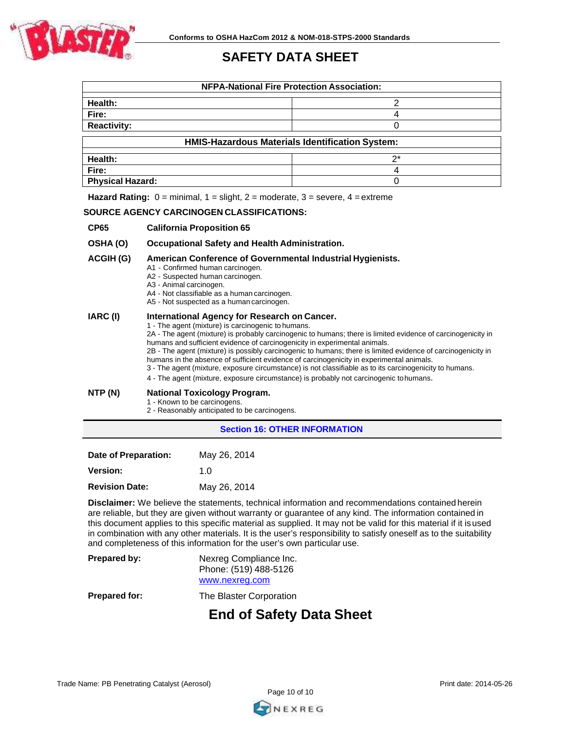| NFPA-National Fire Protection Association: | |
|---|---|
| **Health:** | 2 |
| **Fire:** | 4 |
| **Reactivity:** | 0 |

| HMIS-Hazardous Materials Identification System: | |
|---|---|
| **Health:** | 2* |
| **Fire:** | 4 |
| **Physical Hazard:** | 0 |

**Hazard Rating:** 0 = minimal, 1 = slight, 2 = moderate, 3 = severe, 4 = extreme

**SOURCE AGENCY CARCINOGEN CLASSIFICATIONS:**

**CP65** **California Proposition 65**

**OSHA (O)** **Occupational Safety and Health Administration.**

**ACGIH (G)** **American Conference of Governmental Industrial Hygienists.**
A1 - Confirmed human carcinogen.
A2 - Suspected human carcinogen.
A3 - Animal carcinogen.
A4 - Not classifiable as a human carcinogen.
A5 - Not suspected as a human carcinogen.

**IARC (I)** **International Agency for Research on Cancer.**
1 - The agent (mixture) is carcinogenic to humans.
2A - The agent (mixture) is probably carcinogenic to humans; there is limited evidence of carcinogenicity in humans and sufficient evidence of carcinogenicity in experimental animals.
2B - The agent (mixture) is possibly carcinogenic to humans; there is limited evidence of carcinogenicity in humans in the absence of sufficient evidence of carcinogenicity in experimental animals.
3 - The agent (mixture, exposure circumstance) is not classifiable as to its carcinogenicity to humans.
4 - The agent (mixture, exposure circumstance) is probably not carcinogenic to humans.

**NTP (N)** **National Toxicology Program.**
1 - Known to be carcinogens.
2 - Reasonably anticipated to be carcinogens.

## Section 16: OTHER INFORMATION

**Date of Preparation:** May 26, 2014

**Version:** 1.0

**Revision Date:** May 26, 2014

**Disclaimer:** We believe the statements, technical information and recommendations contained herein are reliable, but they are given without warranty or guarantee of any kind. The information contained in this document applies to this specific material as supplied. It may not be valid for this material if it is used in combination with any other materials. It is the user's responsibility to satisfy oneself as to the suitability and completeness of this information for the user's own particular use.

**Prepared by:** Nexreg Compliance Inc.
Phone: (519) 488-5126
www.nexreg.com

**Prepared for:** The Blaster Corporation

# End of Safety Data Sheet